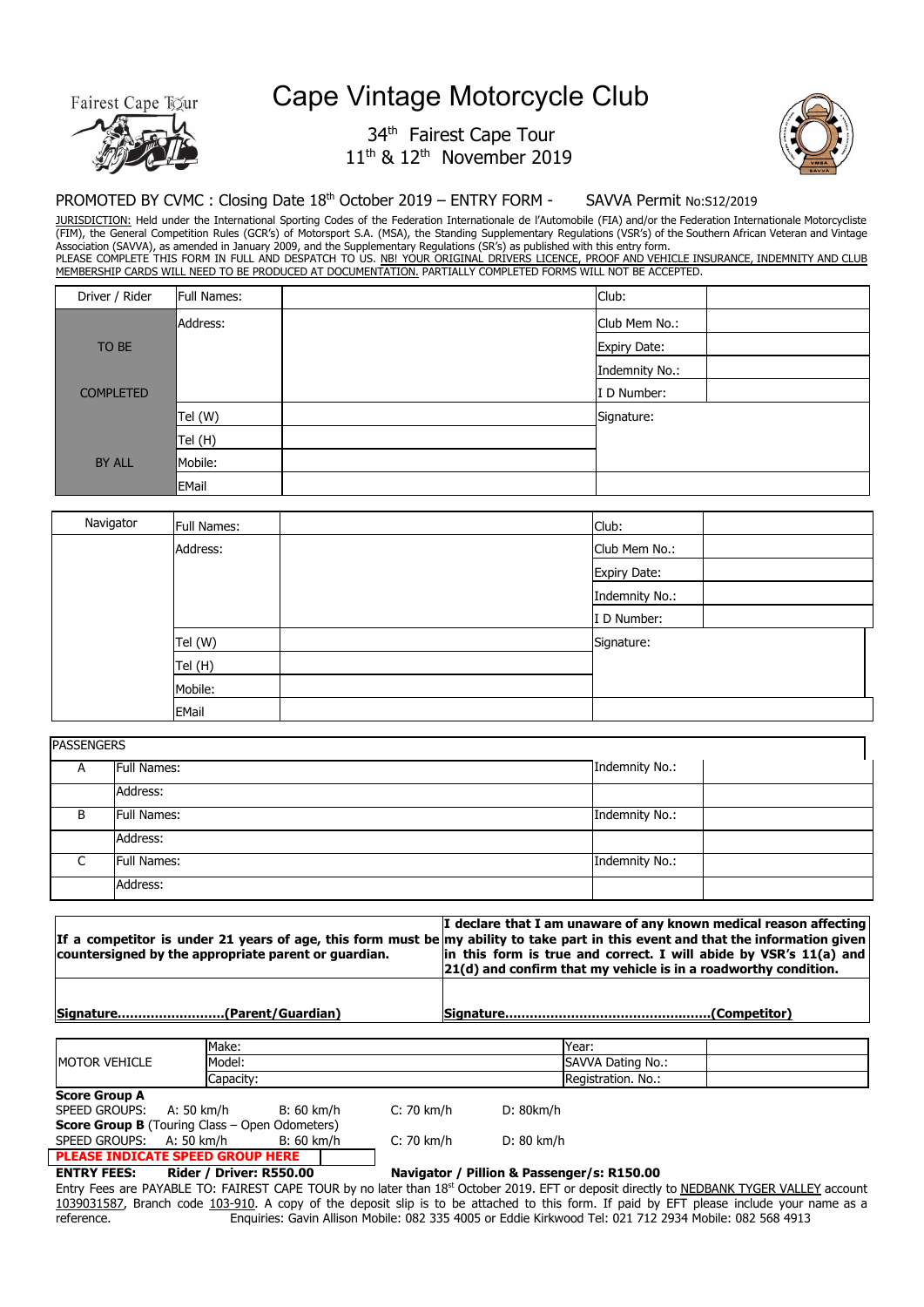Fairest Cape Tour

# Cape Vintage Motorcycle Club

## 34th Fairest Cape Tour
## 11th & 12th November 2019

PROMOTED BY CVMC : Closing Date 18th October 2019 – ENTRY FORM - SAVVA Permit No:S12/2019

JURISDICTION: Held under the International Sporting Codes of the Federation Internationale de l'Automobile (FIA) and/or the Federation Internationale Motorcycliste (FIM), the General Competition Rules (GCR's) of Motorsport S.A. (MSA), the Standing Supplementary Regulations (VSR's) of the Southern African Veteran and Vintage Association (SAVVA), as amended in January 2009, and the Supplementary Regulations (SR's) as published with this entry form.
PLEASE COMPLETE THIS FORM IN FULL AND DESPATCH TO US. NB! YOUR ORIGINAL DRIVERS LICENCE, PROOF AND VEHICLE INSURANCE, INDEMNITY AND CLUB MEMBERSHIP CARDS WILL NEED TO BE PRODUCED AT DOCUMENTATION. PARTIALLY COMPLETED FORMS WILL NOT BE ACCEPTED.

| Driver / Rider | Full Names: | | Club: | |
|---|---|---|---|---|
| TO BE | Address: | | Club Mem No.: | |
| | | | Expiry Date: | |
| | | | Indemnity No.: | |
| COMPLETED | | | I D Number: | |
| | Tel (W) | | Signature: | |
| | Tel (H) | | | |
| BY ALL | Mobile: | | | |
| | EMail | | | |

| Navigator | Full Names: | | Club: | |
|---|---|---|---|---|
| | Address: | | Club Mem No.: | |
| | | | Expiry Date: | |
| | | | Indemnity No.: | |
| | | | I D Number: | |
| | Tel (W) | | Signature: | |
| | Tel (H) | | | |
| | Mobile: | | | |
| | EMail | | | |

| PASSENGERS | | | |
|---|---|---|---|
| A | Full Names: | Indemnity No.: | |
| | Address: | | |
| B | Full Names: | Indemnity No.: | |
| | Address: | | |
| C | Full Names: | Indemnity No.: | |
| | Address: | | |

| **If a competitor is under 21 years of age, this form must be countersigned by the appropriate parent or guardian.** | **I declare that I am unaware of any known medical reason affecting my ability to take part in this event and that the information given in this form is true and correct. I will abide by VSR's 11(a) and 21(d) and confirm that my vehicle is in a roadworthy condition.** |
|---|---|
| **Signature……………………..(Parent/Guardian)** | **Signature…………………………………………..(Competitor)** |

| MOTOR VEHICLE | Make: | Year: | |
|---|---|---|---|
| | Model: | SAVVA Dating No.: | |
| | Capacity: | Registration. No.: | |

**Score Group A**
SPEED GROUPS: A: 50 km/h B: 60 km/h C: 70 km/h D: 80km/h
**Score Group B** (Touring Class – Open Odometers)
SPEED GROUPS: A: 50 km/h B: 60 km/h C: 70 km/h D: 80 km/h

**PLEASE INDICATE SPEED GROUP HERE**

**ENTRY FEES: Rider / Driver: R550.00 Navigator / Pillion & Passenger/s: R150.00**

Entry Fees are PAYABLE TO: FAIREST CAPE TOUR by no later than 18st October 2019. EFT or deposit directly to NEDBANK TYGER VALLEY account 1039031587, Branch code 103-910. A copy of the deposit slip is to be attached to this form. If paid by EFT please include your name as a reference. Enquiries: Gavin Allison Mobile: 082 335 4005 or Eddie Kirkwood Tel: 021 712 2934 Mobile: 082 568 4913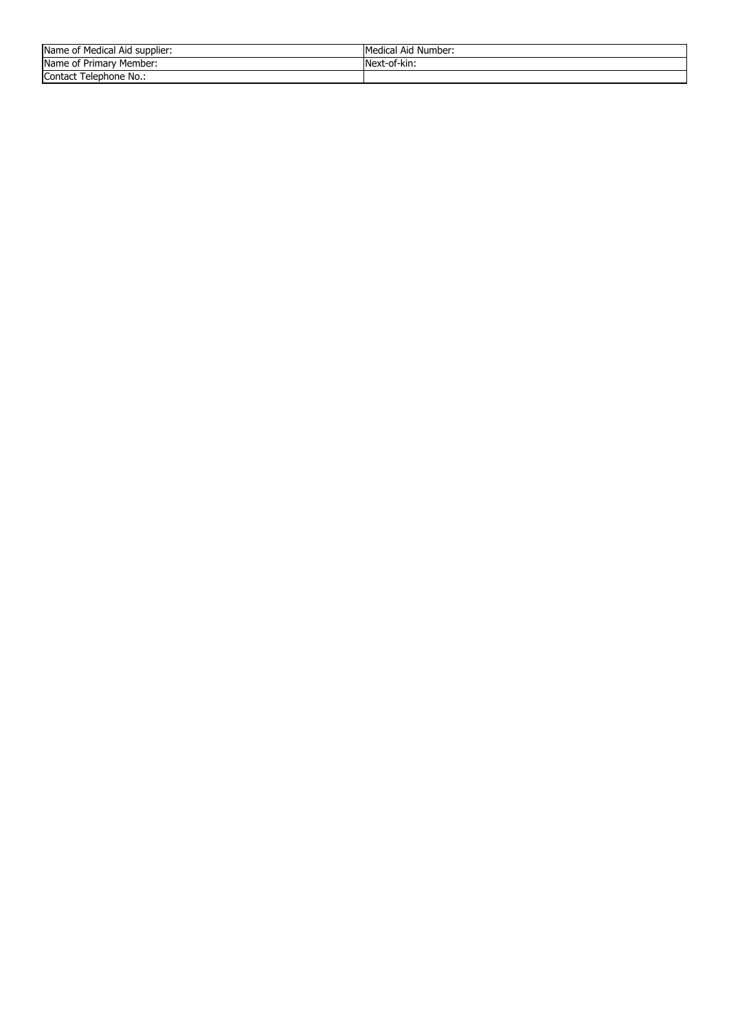| | |
|---|---|
| Name of Medical Aid supplier: | Medical Aid Number: |
| Name of Primary Member: | Next-of-kin: |
| Contact Telephone No.: | |